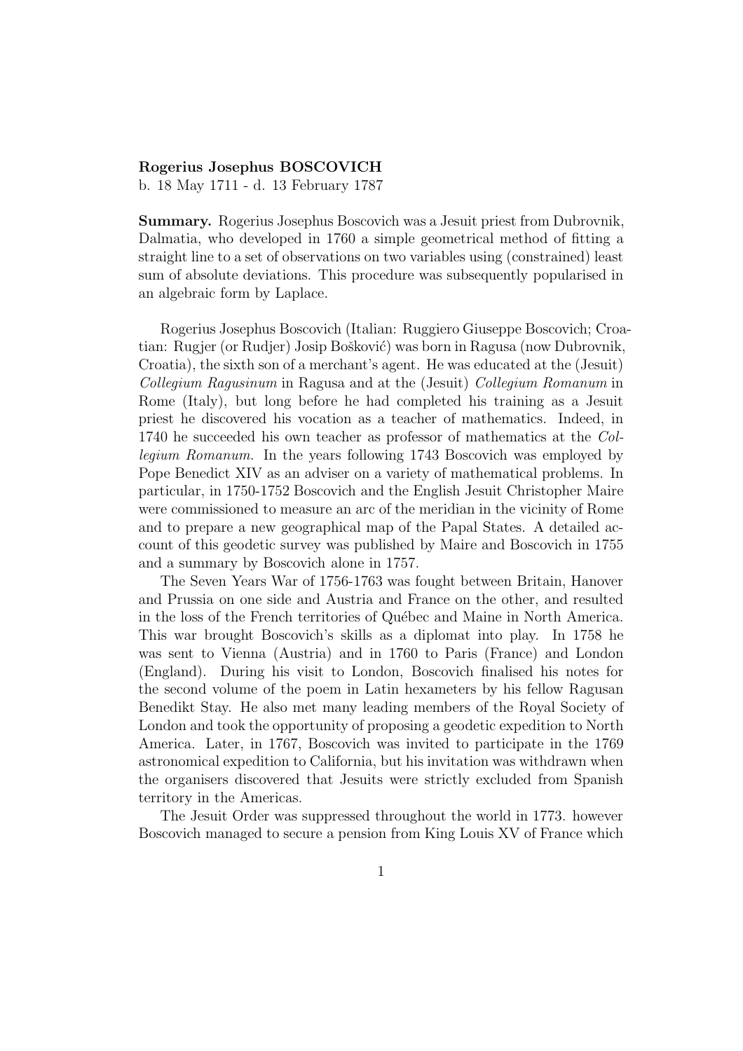**Rogerius Josephus BOSCOVICH**
b. 18 May 1711 - d. 13 February 1787

**Summary.** Rogerius Josephus Boscovich was a Jesuit priest from Dubrovnik, Dalmatia, who developed in 1760 a simple geometrical method of fitting a straight line to a set of observations on two variables using (constrained) least sum of absolute deviations. This procedure was subsequently popularised in an algebraic form by Laplace.

Rogerius Josephus Boscovich (Italian: Ruggiero Giuseppe Boscovich; Croatian: Rugjer (or Rudjer) Josip Bošković) was born in Ragusa (now Dubrovnik, Croatia), the sixth son of a merchant's agent. He was educated at the (Jesuit) *Collegium Ragusinum* in Ragusa and at the (Jesuit) *Collegium Romanum* in Rome (Italy), but long before he had completed his training as a Jesuit priest he discovered his vocation as a teacher of mathematics. Indeed, in 1740 he succeeded his own teacher as professor of mathematics at the *Collegium Romanum*. In the years following 1743 Boscovich was employed by Pope Benedict XIV as an adviser on a variety of mathematical problems. In particular, in 1750-1752 Boscovich and the English Jesuit Christopher Maire were commissioned to measure an arc of the meridian in the vicinity of Rome and to prepare a new geographical map of the Papal States. A detailed account of this geodetic survey was published by Maire and Boscovich in 1755 and a summary by Boscovich alone in 1757.

The Seven Years War of 1756-1763 was fought between Britain, Hanover and Prussia on one side and Austria and France on the other, and resulted in the loss of the French territories of Québec and Maine in North America. This war brought Boscovich's skills as a diplomat into play. In 1758 he was sent to Vienna (Austria) and in 1760 to Paris (France) and London (England). During his visit to London, Boscovich finalised his notes for the second volume of the poem in Latin hexameters by his fellow Ragusan Benedikt Stay. He also met many leading members of the Royal Society of London and took the opportunity of proposing a geodetic expedition to North America. Later, in 1767, Boscovich was invited to participate in the 1769 astronomical expedition to California, but his invitation was withdrawn when the organisers discovered that Jesuits were strictly excluded from Spanish territory in the Americas.

The Jesuit Order was suppressed throughout the world in 1773. however Boscovich managed to secure a pension from King Louis XV of France which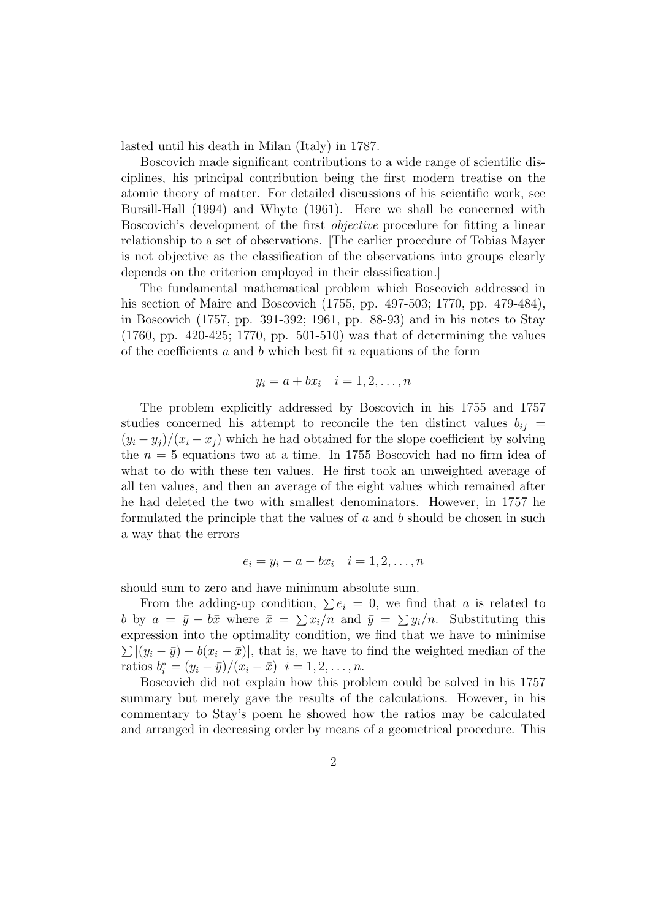lasted until his death in Milan (Italy) in 1787.

Boscovich made significant contributions to a wide range of scientific disciplines, his principal contribution being the first modern treatise on the atomic theory of matter. For detailed discussions of his scientific work, see Bursill-Hall (1994) and Whyte (1961). Here we shall be concerned with Boscovich's development of the first *objective* procedure for fitting a linear relationship to a set of observations. [The earlier procedure of Tobias Mayer is not objective as the classification of the observations into groups clearly depends on the criterion employed in their classification.]

The fundamental mathematical problem which Boscovich addressed in his section of Maire and Boscovich (1755, pp. 497-503; 1770, pp. 479-484), in Boscovich (1757, pp. 391-392; 1961, pp. 88-93) and in his notes to Stay (1760, pp. 420-425; 1770, pp. 501-510) was that of determining the values of the coefficients $a$ and $b$ which best fit $n$ equations of the form

$$y_i = a + bx_i \quad i = 1, 2, \ldots, n$$

The problem explicitly addressed by Boscovich in his 1755 and 1757 studies concerned his attempt to reconcile the ten distinct values $b_{ij} = (y_i - y_j)/(x_i - x_j)$ which he had obtained for the slope coefficient by solving the $n = 5$ equations two at a time. In 1755 Boscovich had no firm idea of what to do with these ten values. He first took an unweighted average of all ten values, and then an average of the eight values which remained after he had deleted the two with smallest denominators. However, in 1757 he formulated the principle that the values of $a$ and $b$ should be chosen in such a way that the errors

$$e_i = y_i - a - bx_i \quad i = 1, 2, \ldots, n$$

should sum to zero and have minimum absolute sum.

From the adding-up condition, $\sum e_i = 0$, we find that $a$ is related to $b$ by $a = \bar{y} - b\bar{x}$ where $\bar{x} = \sum x_i/n$ and $\bar{y} = \sum y_i/n$. Substituting this expression into the optimality condition, we find that we have to minimise $\sum |(y_i - \bar{y}) - b(x_i - \bar{x})|$, that is, we have to find the weighted median of the ratios $b_i^* = (y_i - \bar{y})/(x_i - \bar{x}) \;\; i = 1, 2, \ldots, n$.

Boscovich did not explain how this problem could be solved in his 1757 summary but merely gave the results of the calculations. However, in his commentary to Stay's poem he showed how the ratios may be calculated and arranged in decreasing order by means of a geometrical procedure. This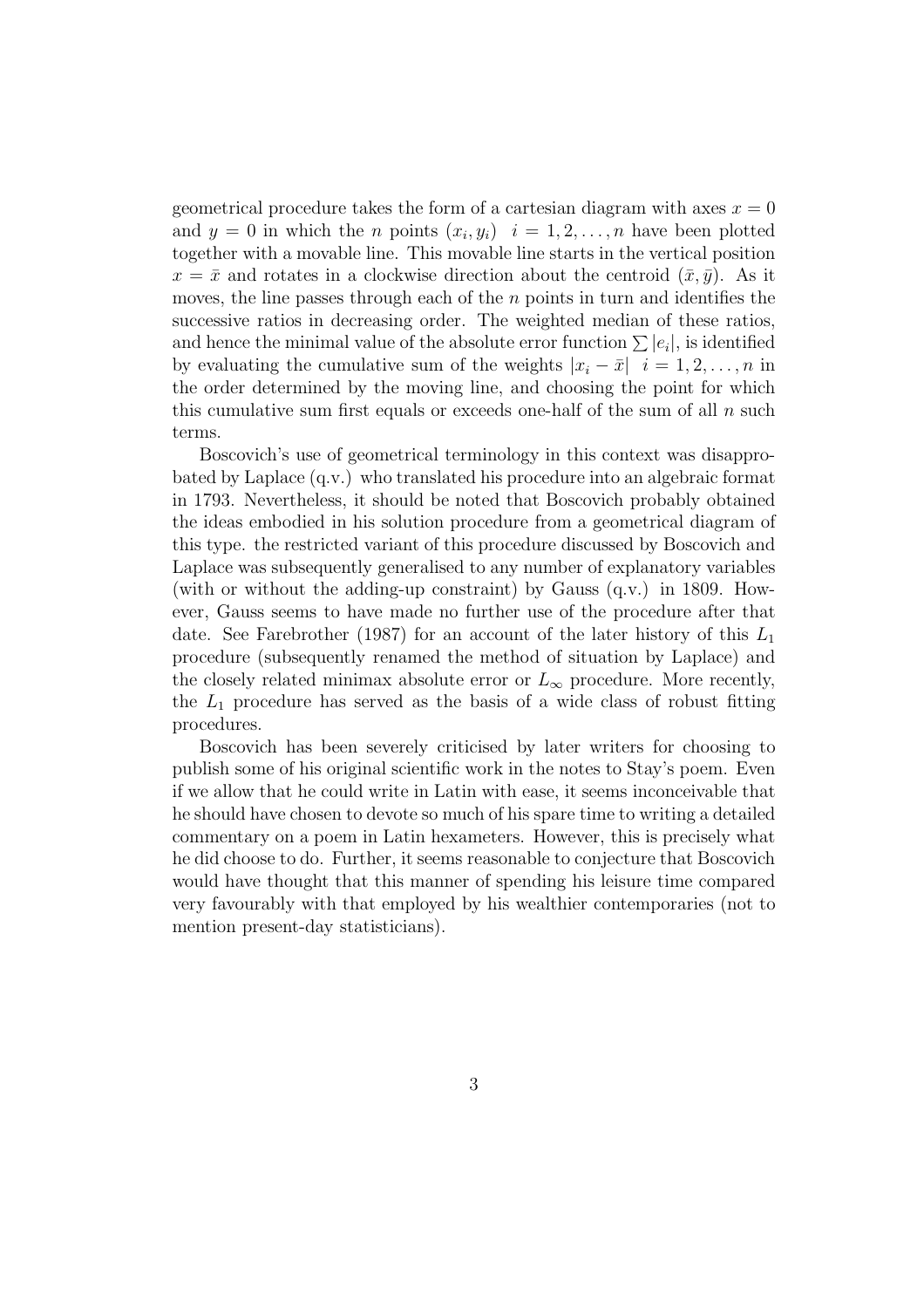geometrical procedure takes the form of a cartesian diagram with axes $x = 0$ and $y = 0$ in which the $n$ points $(x_i, y_i)$ $i = 1, 2, \ldots, n$ have been plotted together with a movable line. This movable line starts in the vertical position $x = \bar{x}$ and rotates in a clockwise direction about the centroid $(\bar{x}, \bar{y})$. As it moves, the line passes through each of the $n$ points in turn and identifies the successive ratios in decreasing order. The weighted median of these ratios, and hence the minimal value of the absolute error function $\sum |e_i|$, is identified by evaluating the cumulative sum of the weights $|x_i - \bar{x}|$ $i = 1, 2, \ldots, n$ in the order determined by the moving line, and choosing the point for which this cumulative sum first equals or exceeds one-half of the sum of all $n$ such terms.

Boscovich's use of geometrical terminology in this context was disapprobated by Laplace (q.v.) who translated his procedure into an algebraic format in 1793. Nevertheless, it should be noted that Boscovich probably obtained the ideas embodied in his solution procedure from a geometrical diagram of this type. the restricted variant of this procedure discussed by Boscovich and Laplace was subsequently generalised to any number of explanatory variables (with or without the adding-up constraint) by Gauss (q.v.) in 1809. However, Gauss seems to have made no further use of the procedure after that date. See Farebrother (1987) for an account of the later history of this $L_1$ procedure (subsequently renamed the method of situation by Laplace) and the closely related minimax absolute error or $L_\infty$ procedure. More recently, the $L_1$ procedure has served as the basis of a wide class of robust fitting procedures.

Boscovich has been severely criticised by later writers for choosing to publish some of his original scientific work in the notes to Stay's poem. Even if we allow that he could write in Latin with ease, it seems inconceivable that he should have chosen to devote so much of his spare time to writing a detailed commentary on a poem in Latin hexameters. However, this is precisely what he did choose to do. Further, it seems reasonable to conjecture that Boscovich would have thought that this manner of spending his leisure time compared very favourably with that employed by his wealthier contemporaries (not to mention present-day statisticians).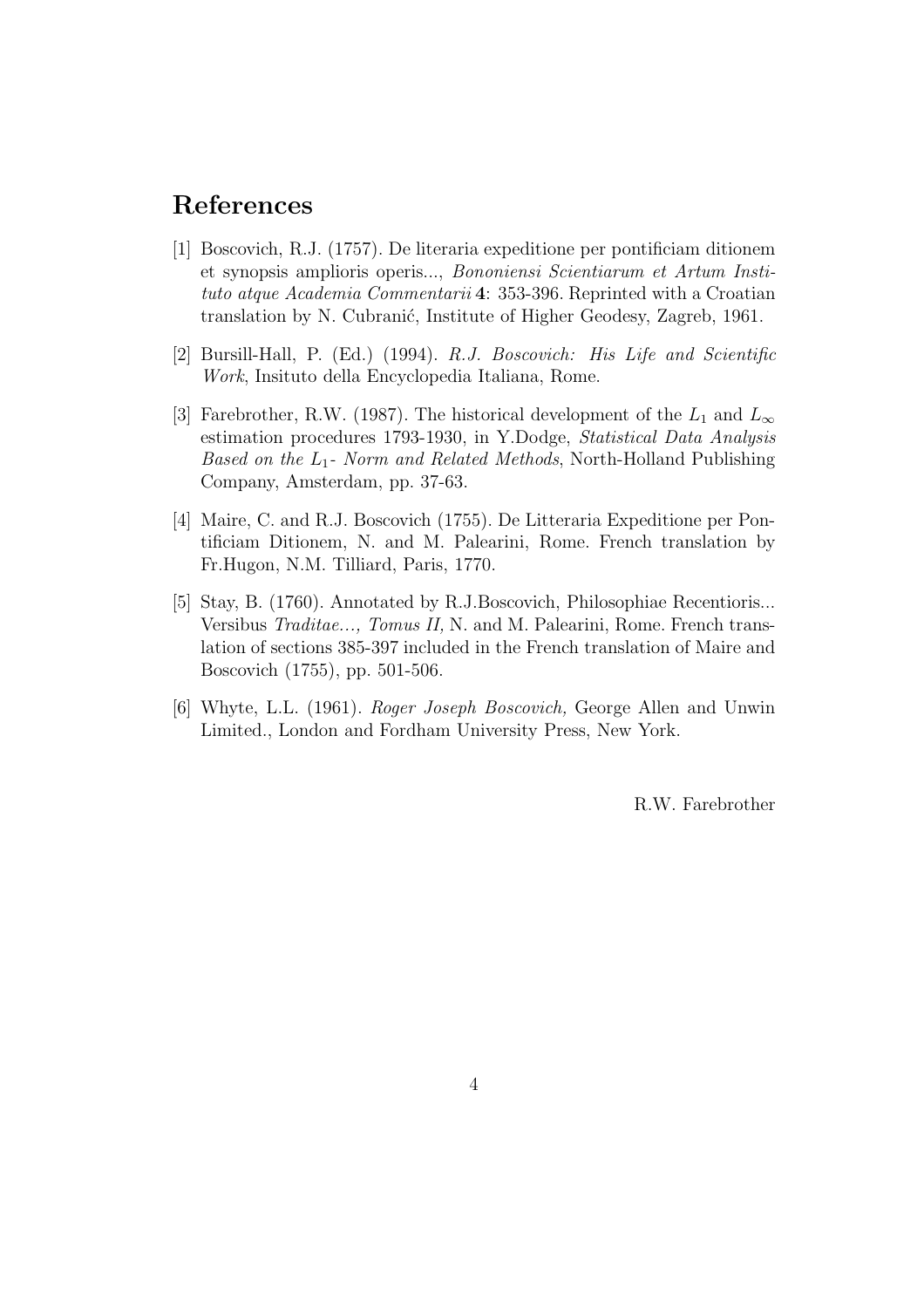## References

[1] Boscovich, R.J. (1757). De literaria expeditione per pontificiam ditionem et synopsis amplioris operis..., *Bononiensi Scientiarum et Artum Instituto atque Academia Commentarii* **4**: 353-396. Reprinted with a Croatian translation by N. Cubranić, Institute of Higher Geodesy, Zagreb, 1961.

[2] Bursill-Hall, P. (Ed.) (1994). *R.J. Boscovich: His Life and Scientific Work*, Insituto della Encyclopedia Italiana, Rome.

[3] Farebrother, R.W. (1987). The historical development of the $L_1$ and $L_\infty$ estimation procedures 1793-1930, in Y.Dodge, *Statistical Data Analysis Based on the $L_1$- Norm and Related Methods*, North-Holland Publishing Company, Amsterdam, pp. 37-63.

[4] Maire, C. and R.J. Boscovich (1755). De Litteraria Expeditione per Pontificiam Ditionem, N. and M. Palearini, Rome. French translation by Fr.Hugon, N.M. Tilliard, Paris, 1770.

[5] Stay, B. (1760). Annotated by R.J.Boscovich, Philosophiae Recentioris... Versibus *Traditae..., Tomus II,* N. and M. Palearini, Rome. French translation of sections 385-397 included in the French translation of Maire and Boscovich (1755), pp. 501-506.

[6] Whyte, L.L. (1961). *Roger Joseph Boscovich,* George Allen and Unwin Limited., London and Fordham University Press, New York.

R.W. Farebrother